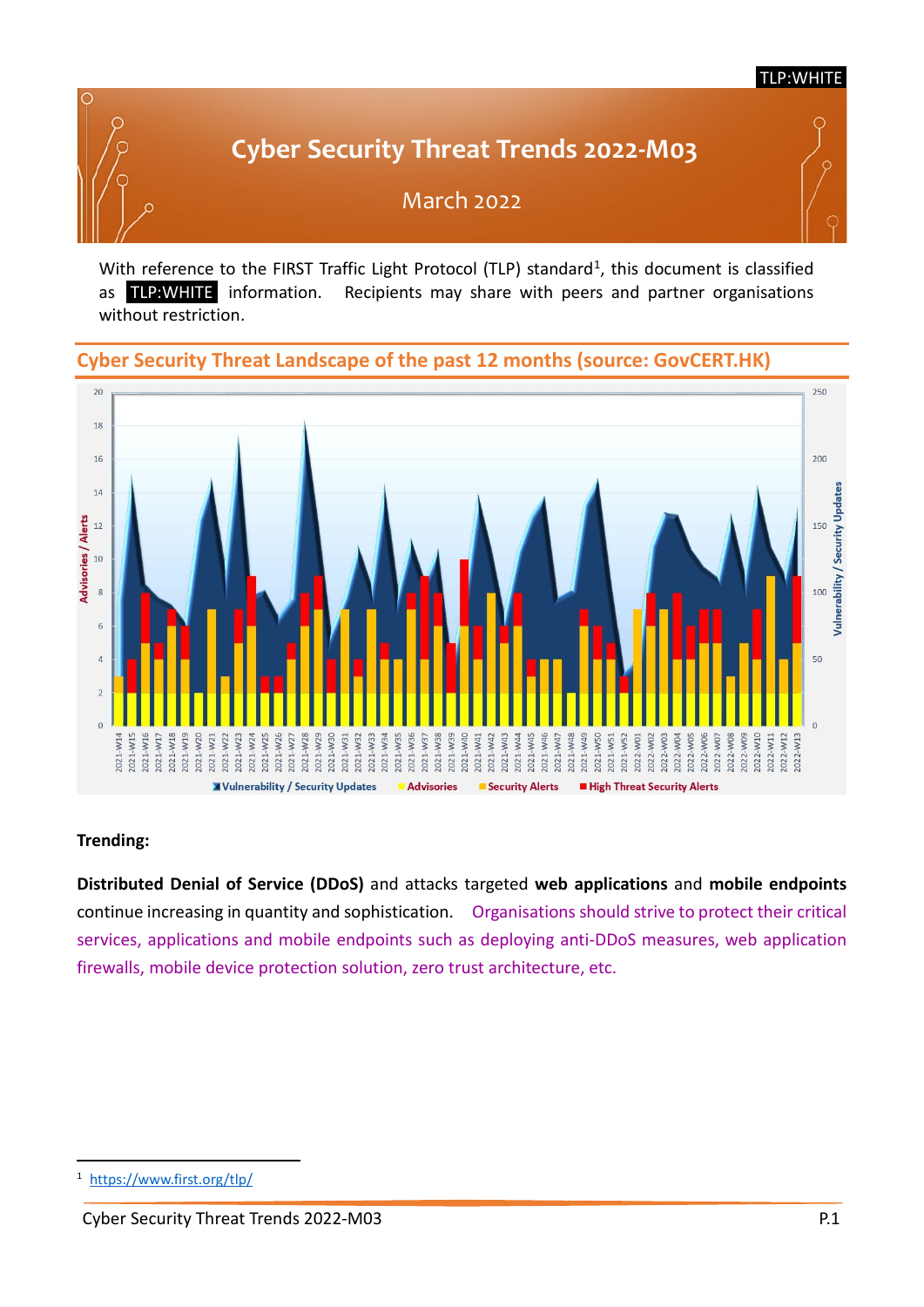TLP:WHITE

# Cyber Security Threat Trends 2022-M03

March 2022

With reference to the FIRST Traffic Light Protocol (TLP) standard[1], this document is classified as TLP:WHITE information. Recipients may share with peers and partner organisations without restriction.

## Cyber Security Threat Landscape of the past 12 months (source: GovCERT.HK)

**Trending:**

**Distributed Denial of Service (DDoS)** and attacks targeted **web applications** and **mobile endpoints** continue increasing in quantity and sophistication. Organisations should strive to protect their critical services, applications and mobile endpoints such as deploying anti-DDoS measures, web application firewalls, mobile device protection solution, zero trust architecture, etc.

---

[1] https://www.first.org/tlp/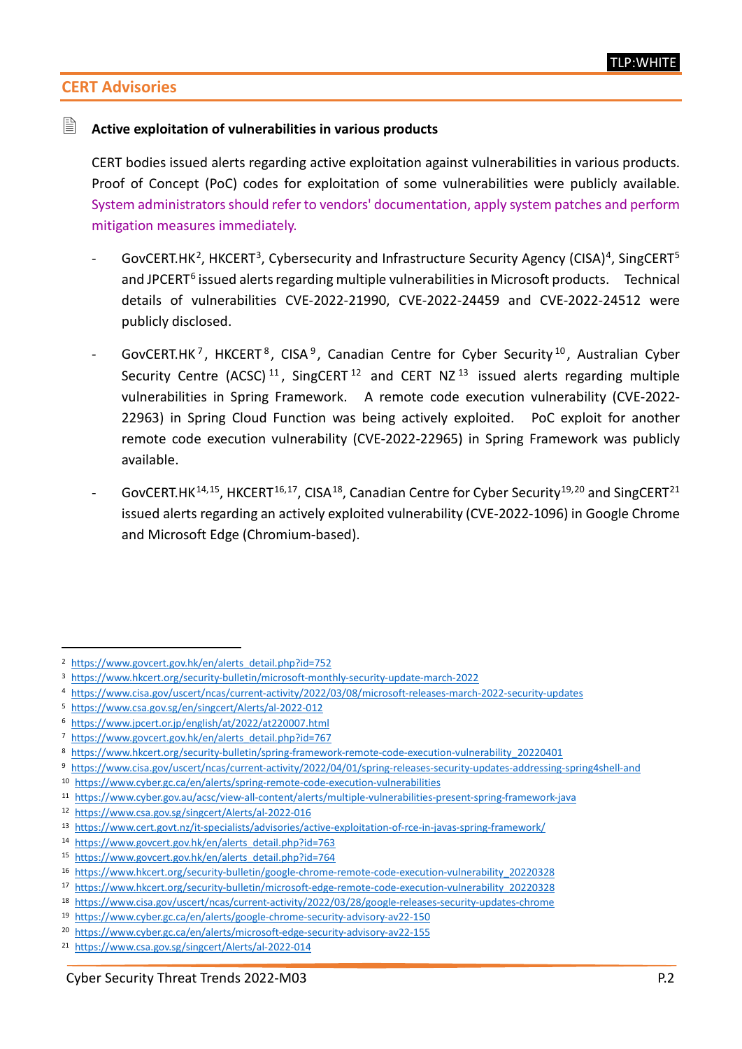## CERT Advisories

**Active exploitation of vulnerabilities in various products**

CERT bodies issued alerts regarding active exploitation against vulnerabilities in various products. Proof of Concept (PoC) codes for exploitation of some vulnerabilities were publicly available. System administrators should refer to vendors' documentation, apply system patches and perform mitigation measures immediately.

- GovCERT.HK[2], HKCERT[3], Cybersecurity and Infrastructure Security Agency (CISA)[4], SingCERT[5] and JPCERT[6] issued alerts regarding multiple vulnerabilities in Microsoft products. Technical details of vulnerabilities CVE-2022-21990, CVE-2022-24459 and CVE-2022-24512 were publicly disclosed.
- GovCERT.HK[7], HKCERT[8], CISA[9], Canadian Centre for Cyber Security[10], Australian Cyber Security Centre (ACSC)[11], SingCERT[12] and CERT NZ[13] issued alerts regarding multiple vulnerabilities in Spring Framework. A remote code execution vulnerability (CVE-2022-22963) in Spring Cloud Function was being actively exploited. PoC exploit for another remote code execution vulnerability (CVE-2022-22965) in Spring Framework was publicly available.
- GovCERT.HK[14,15], HKCERT[16,17], CISA[18], Canadian Centre for Cyber Security[19,20] and SingCERT[21] issued alerts regarding an actively exploited vulnerability (CVE-2022-1096) in Google Chrome and Microsoft Edge (Chromium-based).

---

2 https://www.govcert.gov.hk/en/alerts_detail.php?id=752
3 https://www.hkcert.org/security-bulletin/microsoft-monthly-security-update-march-2022
4 https://www.cisa.gov/uscert/ncas/current-activity/2022/03/08/microsoft-releases-march-2022-security-updates
5 https://www.csa.gov.sg/en/singcert/Alerts/al-2022-012
6 https://www.jpcert.or.jp/english/at/2022/at220007.html
7 https://www.govcert.gov.hk/en/alerts_detail.php?id=767
8 https://www.hkcert.org/security-bulletin/spring-framework-remote-code-execution-vulnerability_20220401
9 https://www.cisa.gov/uscert/ncas/current-activity/2022/04/01/spring-releases-security-updates-addressing-spring4shell-and
10 https://www.cyber.gc.ca/en/alerts/spring-remote-code-execution-vulnerabilities
11 https://www.cyber.gov.au/acsc/view-all-content/alerts/multiple-vulnerabilities-present-spring-framework-java
12 https://www.csa.gov.sg/singcert/Alerts/al-2022-016
13 https://www.cert.govt.nz/it-specialists/advisories/active-exploitation-of-rce-in-javas-spring-framework/
14 https://www.govcert.gov.hk/en/alerts_detail.php?id=763
15 https://www.govcert.gov.hk/en/alerts_detail.php?id=764
16 https://www.hkcert.org/security-bulletin/google-chrome-remote-code-execution-vulnerability_20220328
17 https://www.hkcert.org/security-bulletin/microsoft-edge-remote-code-execution-vulnerability_20220328
18 https://www.cisa.gov/uscert/ncas/current-activity/2022/03/28/google-releases-security-updates-chrome
19 https://www.cyber.gc.ca/en/alerts/google-chrome-security-advisory-av22-150
20 https://www.cyber.gc.ca/en/alerts/microsoft-edge-security-advisory-av22-155
21 https://www.csa.gov.sg/singcert/Alerts/al-2022-014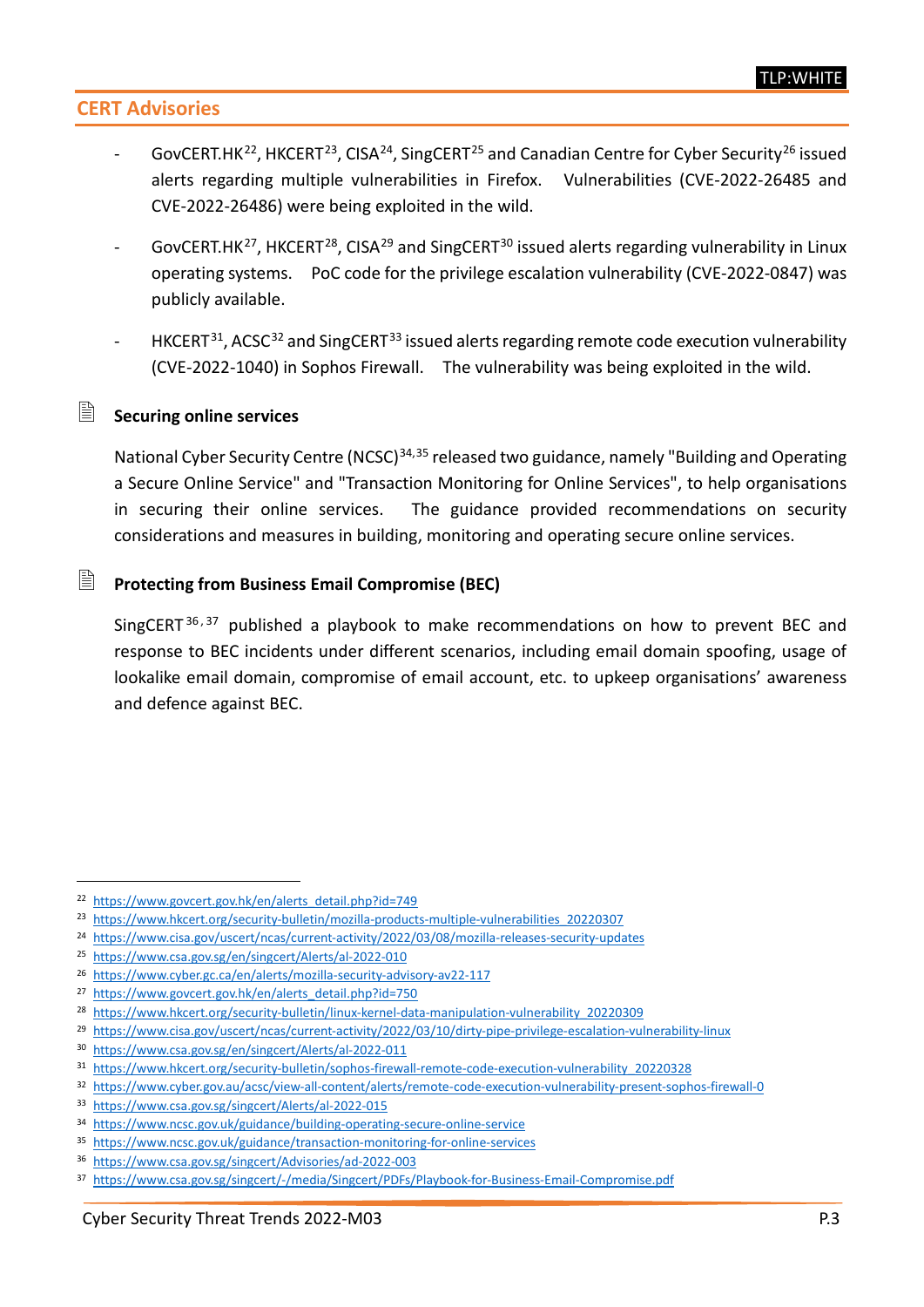## CERT Advisories

- GovCERT.HK[22], HKCERT[23], CISA[24], SingCERT[25] and Canadian Centre for Cyber Security[26] issued alerts regarding multiple vulnerabilities in Firefox. Vulnerabilities (CVE-2022-26485 and CVE-2022-26486) were being exploited in the wild.
- GovCERT.HK[27], HKCERT[28], CISA[29] and SingCERT[30] issued alerts regarding vulnerability in Linux operating systems. PoC code for the privilege escalation vulnerability (CVE-2022-0847) was publicly available.
- HKCERT[31], ACSC[32] and SingCERT[33] issued alerts regarding remote code execution vulnerability (CVE-2022-1040) in Sophos Firewall. The vulnerability was being exploited in the wild.

### Securing online services

National Cyber Security Centre (NCSC)[34,35] released two guidance, namely "Building and Operating a Secure Online Service" and "Transaction Monitoring for Online Services", to help organisations in securing their online services. The guidance provided recommendations on security considerations and measures in building, monitoring and operating secure online services.

### Protecting from Business Email Compromise (BEC)

SingCERT[36,37] published a playbook to make recommendations on how to prevent BEC and response to BEC incidents under different scenarios, including email domain spoofing, usage of lookalike email domain, compromise of email account, etc. to upkeep organisations' awareness and defence against BEC.

---

22 https://www.govcert.gov.hk/en/alerts_detail.php?id=749
23 https://www.hkcert.org/security-bulletin/mozilla-products-multiple-vulnerabilities_20220307
24 https://www.cisa.gov/uscert/ncas/current-activity/2022/03/08/mozilla-releases-security-updates
25 https://www.csa.gov.sg/en/singcert/Alerts/al-2022-010
26 https://www.cyber.gc.ca/en/alerts/mozilla-security-advisory-av22-117
27 https://www.govcert.gov.hk/en/alerts_detail.php?id=750
28 https://www.hkcert.org/security-bulletin/linux-kernel-data-manipulation-vulnerability_20220309
29 https://www.cisa.gov/uscert/ncas/current-activity/2022/03/10/dirty-pipe-privilege-escalation-vulnerability-linux
30 https://www.csa.gov.sg/en/singcert/Alerts/al-2022-011
31 https://www.hkcert.org/security-bulletin/sophos-firewall-remote-code-execution-vulnerability_20220328
32 https://www.cyber.gov.au/acsc/view-all-content/alerts/remote-code-execution-vulnerability-present-sophos-firewall-0
33 https://www.csa.gov.sg/singcert/Alerts/al-2022-015
34 https://www.ncsc.gov.uk/guidance/building-operating-secure-online-service
35 https://www.ncsc.gov.uk/guidance/transaction-monitoring-for-online-services
36 https://www.csa.gov.sg/singcert/Advisories/ad-2022-003
37 https://www.csa.gov.sg/singcert/-/media/Singcert/PDFs/Playbook-for-Business-Email-Compromise.pdf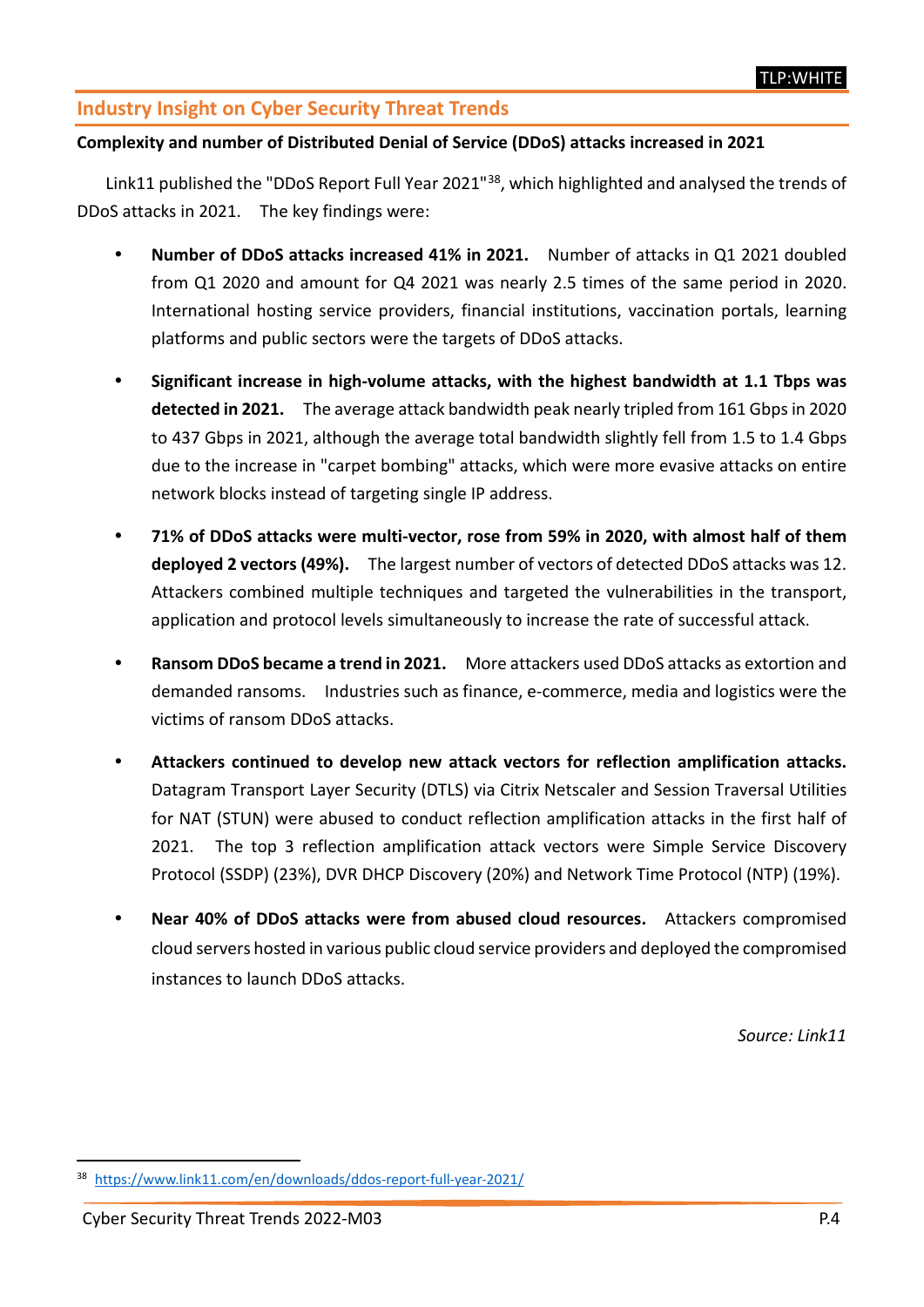## Industry Insight on Cyber Security Threat Trends

**Complexity and number of Distributed Denial of Service (DDoS) attacks increased in 2021**

Link11 published the "DDoS Report Full Year 2021"[38], which highlighted and analysed the trends of DDoS attacks in 2021. The key findings were:

- **Number of DDoS attacks increased 41% in 2021.** Number of attacks in Q1 2021 doubled from Q1 2020 and amount for Q4 2021 was nearly 2.5 times of the same period in 2020. International hosting service providers, financial institutions, vaccination portals, learning platforms and public sectors were the targets of DDoS attacks.

- **Significant increase in high-volume attacks, with the highest bandwidth at 1.1 Tbps was detected in 2021.** The average attack bandwidth peak nearly tripled from 161 Gbps in 2020 to 437 Gbps in 2021, although the average total bandwidth slightly fell from 1.5 to 1.4 Gbps due to the increase in "carpet bombing" attacks, which were more evasive attacks on entire network blocks instead of targeting single IP address.

- **71% of DDoS attacks were multi-vector, rose from 59% in 2020, with almost half of them deployed 2 vectors (49%).** The largest number of vectors of detected DDoS attacks was 12. Attackers combined multiple techniques and targeted the vulnerabilities in the transport, application and protocol levels simultaneously to increase the rate of successful attack.

- **Ransom DDoS became a trend in 2021.** More attackers used DDoS attacks as extortion and demanded ransoms. Industries such as finance, e-commerce, media and logistics were the victims of ransom DDoS attacks.

- **Attackers continued to develop new attack vectors for reflection amplification attacks.** Datagram Transport Layer Security (DTLS) via Citrix Netscaler and Session Traversal Utilities for NAT (STUN) were abused to conduct reflection amplification attacks in the first half of 2021. The top 3 reflection amplification attack vectors were Simple Service Discovery Protocol (SSDP) (23%), DVR DHCP Discovery (20%) and Network Time Protocol (NTP) (19%).

- **Near 40% of DDoS attacks were from abused cloud resources.** Attackers compromised cloud servers hosted in various public cloud service providers and deployed the compromised instances to launch DDoS attacks.

*Source: Link11*

[38] https://www.link11.com/en/downloads/ddos-report-full-year-2021/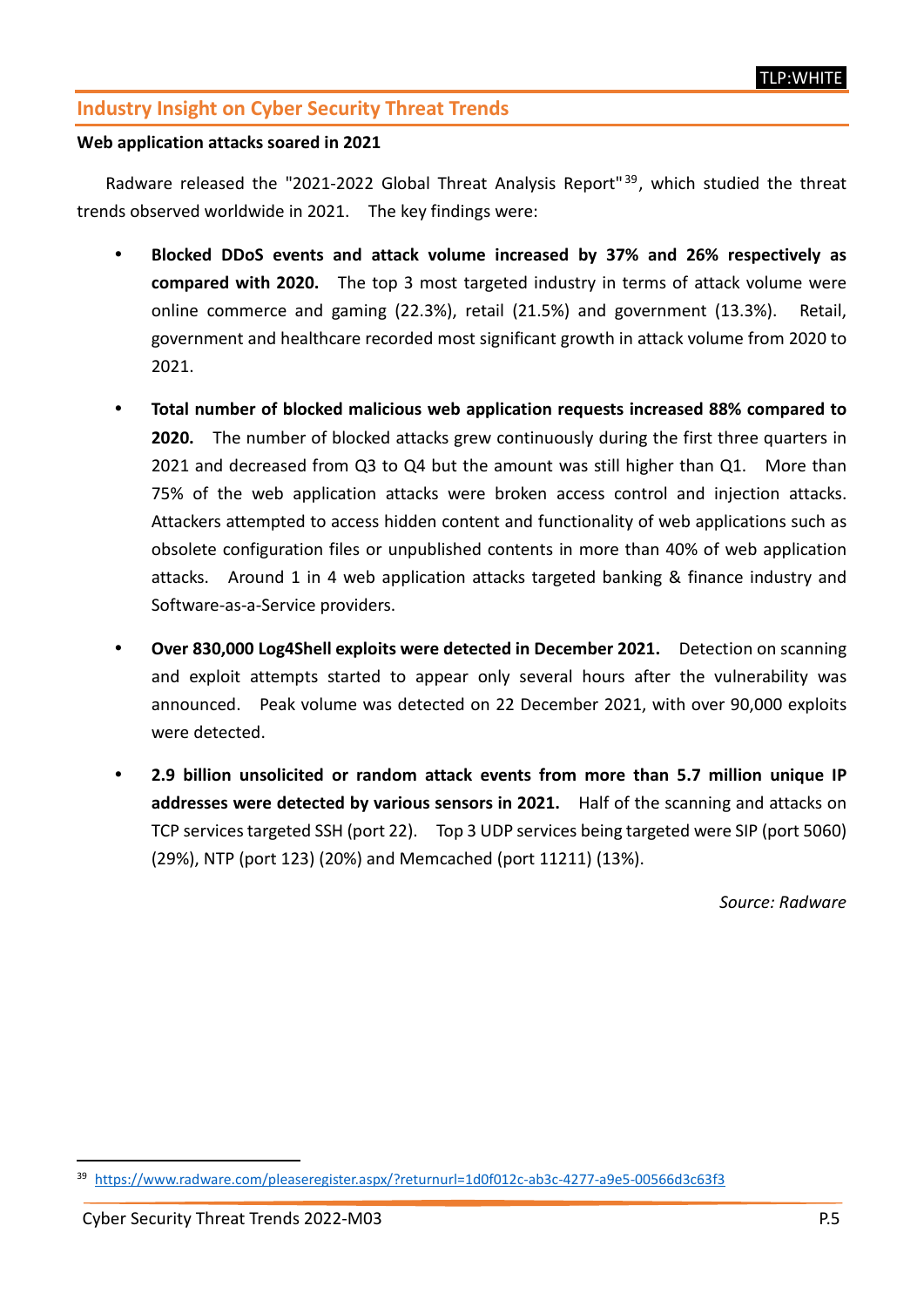## Industry Insight on Cyber Security Threat Trends

**Web application attacks soared in 2021**

Radware released the "2021-2022 Global Threat Analysis Report"[39], which studied the threat trends observed worldwide in 2021. The key findings were:

- **Blocked DDoS events and attack volume increased by 37% and 26% respectively as compared with 2020.** The top 3 most targeted industry in terms of attack volume were online commerce and gaming (22.3%), retail (21.5%) and government (13.3%). Retail, government and healthcare recorded most significant growth in attack volume from 2020 to 2021.

- **Total number of blocked malicious web application requests increased 88% compared to 2020.** The number of blocked attacks grew continuously during the first three quarters in 2021 and decreased from Q3 to Q4 but the amount was still higher than Q1. More than 75% of the web application attacks were broken access control and injection attacks. Attackers attempted to access hidden content and functionality of web applications such as obsolete configuration files or unpublished contents in more than 40% of web application attacks. Around 1 in 4 web application attacks targeted banking & finance industry and Software-as-a-Service providers.

- **Over 830,000 Log4Shell exploits were detected in December 2021.** Detection on scanning and exploit attempts started to appear only several hours after the vulnerability was announced. Peak volume was detected on 22 December 2021, with over 90,000 exploits were detected.

- **2.9 billion unsolicited or random attack events from more than 5.7 million unique IP addresses were detected by various sensors in 2021.** Half of the scanning and attacks on TCP services targeted SSH (port 22). Top 3 UDP services being targeted were SIP (port 5060) (29%), NTP (port 123) (20%) and Memcached (port 11211) (13%).

*Source: Radware*

[39] https://www.radware.com/pleaseregister.aspx/?returnurl=1d0f012c-ab3c-4277-a9e5-00566d3c63f3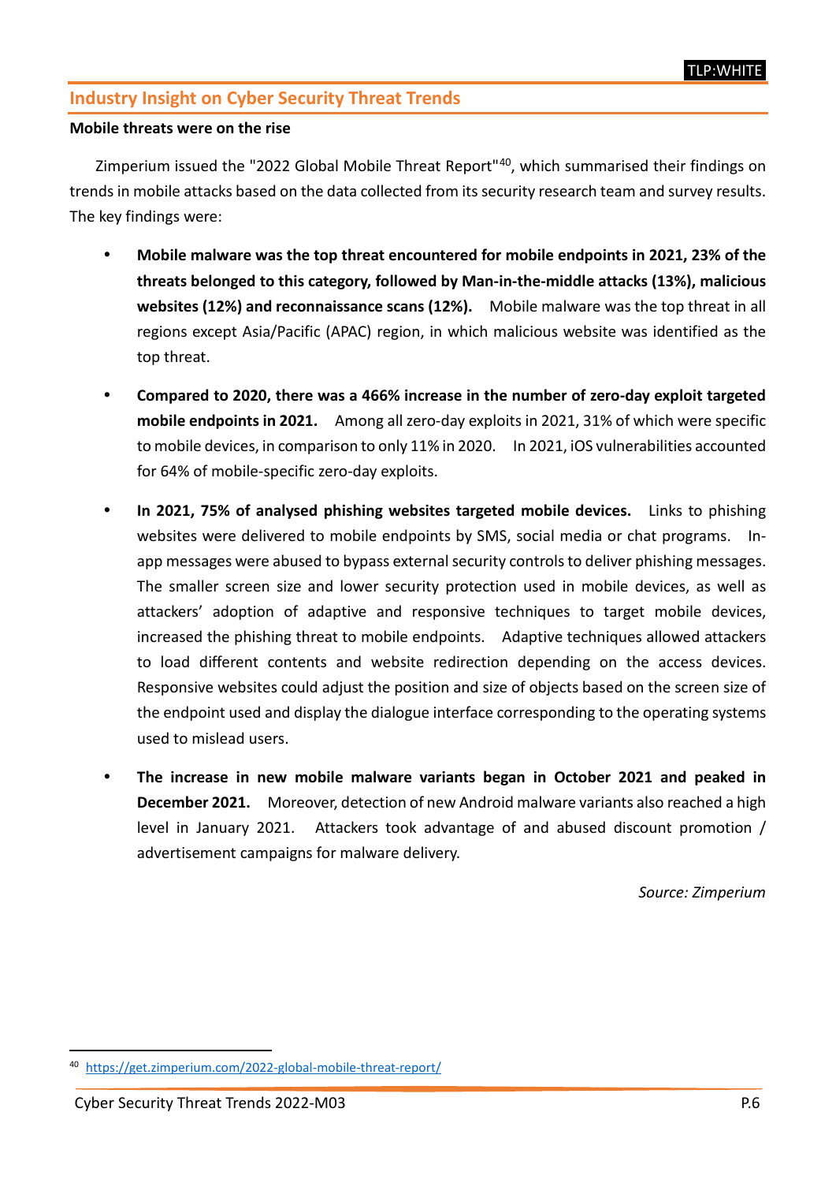## Industry Insight on Cyber Security Threat Trends

**Mobile threats were on the rise**

Zimperium issued the "2022 Global Mobile Threat Report"[40], which summarised their findings on trends in mobile attacks based on the data collected from its security research team and survey results. The key findings were:

- **Mobile malware was the top threat encountered for mobile endpoints in 2021, 23% of the threats belonged to this category, followed by Man-in-the-middle attacks (13%), malicious websites (12%) and reconnaissance scans (12%).** Mobile malware was the top threat in all regions except Asia/Pacific (APAC) region, in which malicious website was identified as the top threat.

- **Compared to 2020, there was a 466% increase in the number of zero-day exploit targeted mobile endpoints in 2021.** Among all zero-day exploits in 2021, 31% of which were specific to mobile devices, in comparison to only 11% in 2020. In 2021, iOS vulnerabilities accounted for 64% of mobile-specific zero-day exploits.

- **In 2021, 75% of analysed phishing websites targeted mobile devices.** Links to phishing websites were delivered to mobile endpoints by SMS, social media or chat programs. In-app messages were abused to bypass external security controls to deliver phishing messages. The smaller screen size and lower security protection used in mobile devices, as well as attackers' adoption of adaptive and responsive techniques to target mobile devices, increased the phishing threat to mobile endpoints. Adaptive techniques allowed attackers to load different contents and website redirection depending on the access devices. Responsive websites could adjust the position and size of objects based on the screen size of the endpoint used and display the dialogue interface corresponding to the operating systems used to mislead users.

- **The increase in new mobile malware variants began in October 2021 and peaked in December 2021.** Moreover, detection of new Android malware variants also reached a high level in January 2021. Attackers took advantage of and abused discount promotion / advertisement campaigns for malware delivery.

*Source: Zimperium*

[40] https://get.zimperium.com/2022-global-mobile-threat-report/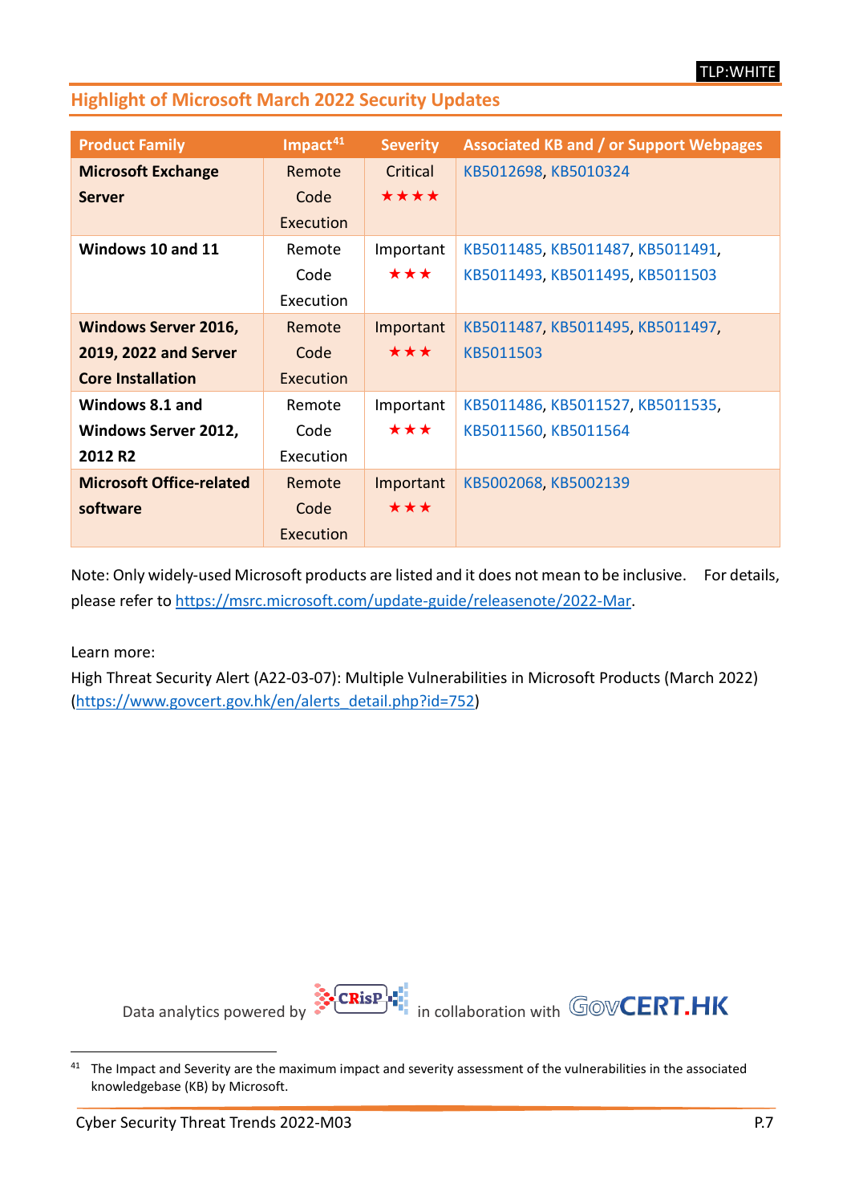TLP:WHITE

## Highlight of Microsoft March 2022 Security Updates

| Product Family | Impact[41] | Severity | Associated KB and / or Support Webpages |
| --- | --- | --- | --- |
| **Microsoft Exchange Server** | Remote Code Execution | Critical ★★★★ | KB5012698, KB5010324 |
| **Windows 10 and 11** | Remote Code Execution | Important ★★★ | KB5011485, KB5011487, KB5011491, KB5011493, KB5011495, KB5011503 |
| **Windows Server 2016, 2019, 2022 and Server Core Installation** | Remote Code Execution | Important ★★★ | KB5011487, KB5011495, KB5011497, KB5011503 |
| **Windows 8.1 and Windows Server 2012, 2012 R2** | Remote Code Execution | Important ★★★ | KB5011486, KB5011527, KB5011535, KB5011560, KB5011564 |
| **Microsoft Office-related software** | Remote Code Execution | Important ★★★ | KB5002068, KB5002139 |

Note: Only widely-used Microsoft products are listed and it does not mean to be inclusive. For details, please refer to https://msrc.microsoft.com/update-guide/releasenote/2022-Mar.

Learn more:
High Threat Security Alert (A22-03-07): Multiple Vulnerabilities in Microsoft Products (March 2022) (https://www.govcert.gov.hk/en/alerts_detail.php?id=752)

Data analytics powered by CRisP in collaboration with GovCERT.HK

[41] The Impact and Severity are the maximum impact and severity assessment of the vulnerabilities in the associated knowledgebase (KB) by Microsoft.